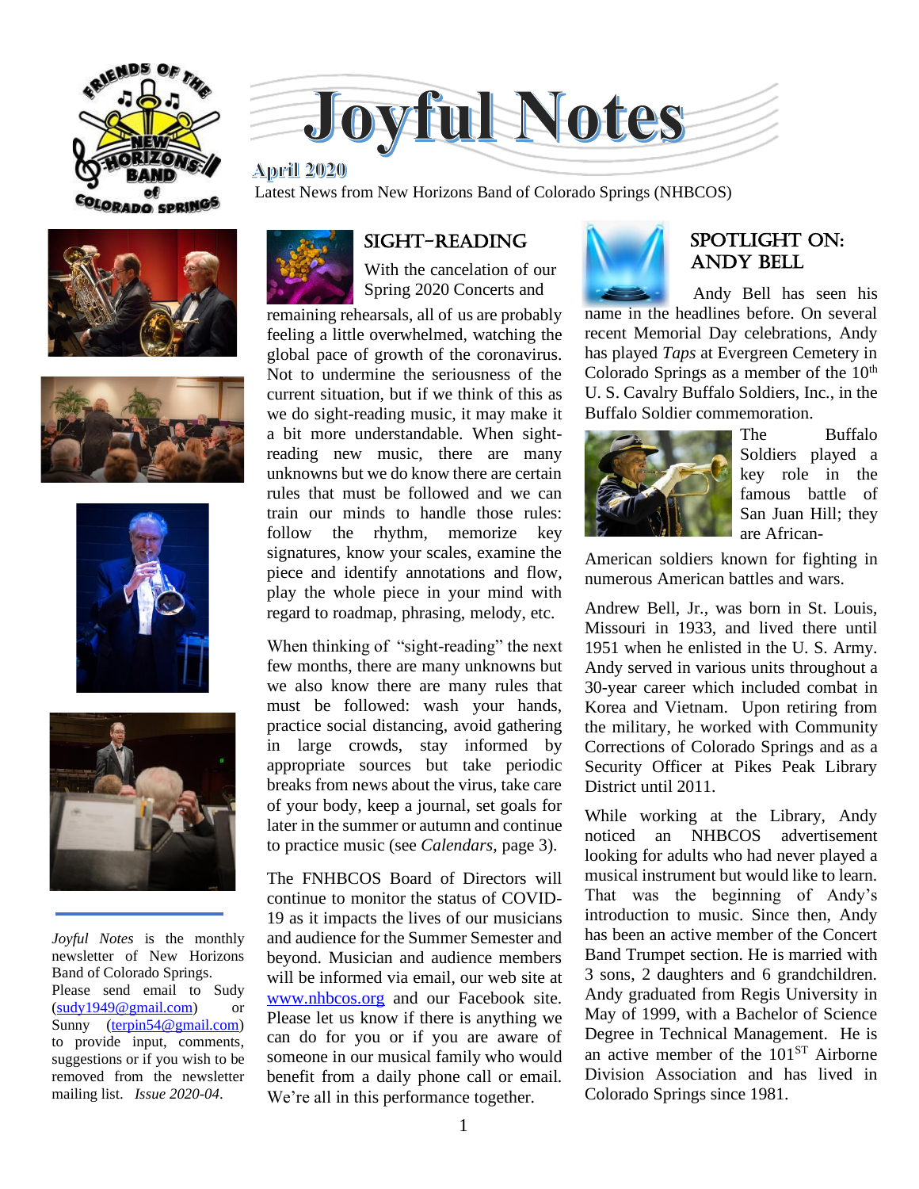# Joyful Notes

**April 2020**

Latest News from New Horizons Band of Colorado Springs (NHBCOS)

## Sight-Reading

With the cancelation of our Spring 2020 Concerts and remaining rehearsals, all of us are probably feeling a little overwhelmed, watching the global pace of growth of the coronavirus. Not to undermine the seriousness of the current situation, but if we think of this as we do sight-reading music, it may make it a bit more understandable. When sight-reading new music, there are many unknowns but we do know there are certain rules that must be followed and we can train our minds to handle those rules: follow the rhythm, memorize key signatures, know your scales, examine the piece and identify annotations and flow, play the whole piece in your mind with regard to roadmap, phrasing, melody, etc.

When thinking of "sight-reading" the next few months, there are many unknowns but we also know there are many rules that must be followed: wash your hands, practice social distancing, avoid gathering in large crowds, stay informed by appropriate sources but take periodic breaks from news about the virus, take care of your body, keep a journal, set goals for later in the summer or autumn and continue to practice music (see *Calendars*, page 3).

The FNHBCOS Board of Directors will continue to monitor the status of COVID-19 as it impacts the lives of our musicians and audience for the Summer Semester and beyond. Musician and audience members will be informed via email, our web site at www.nhbcos.org and our Facebook site. Please let us know if there is anything we can do for you or if you are aware of someone in our musical family who would benefit from a daily phone call or email. We're all in this performance together.

## Spotlight On: Andy Bell

Andy Bell has seen his name in the headlines before. On several recent Memorial Day celebrations, Andy has played *Taps* at Evergreen Cemetery in Colorado Springs as a member of the 10th U. S. Cavalry Buffalo Soldiers, Inc., in the Buffalo Soldier commemoration.

The Buffalo Soldiers played a key role in the famous battle of San Juan Hill; they are African-American soldiers known for fighting in numerous American battles and wars.

Andrew Bell, Jr., was born in St. Louis, Missouri in 1933, and lived there until 1951 when he enlisted in the U. S. Army. Andy served in various units throughout a 30-year career which included combat in Korea and Vietnam. Upon retiring from the military, he worked with Community Corrections of Colorado Springs and as a Security Officer at Pikes Peak Library District until 2011.

While working at the Library, Andy noticed an NHBCOS advertisement looking for adults who had never played a musical instrument but would like to learn. That was the beginning of Andy's introduction to music. Since then, Andy has been an active member of the Concert Band Trumpet section. He is married with 3 sons, 2 daughters and 6 grandchildren. Andy graduated from Regis University in May of 1999, with a Bachelor of Science Degree in Technical Management. He is an active member of the 101ST Airborne Division Association and has lived in Colorado Springs since 1981.

---

*Joyful Notes* is the monthly newsletter of New Horizons Band of Colorado Springs. Please send email to Sudy (sudy1949@gmail.com) or Sunny (terpin54@gmail.com) to provide input, comments, suggestions or if you wish to be removed from the newsletter mailing list. *Issue 2020-04*.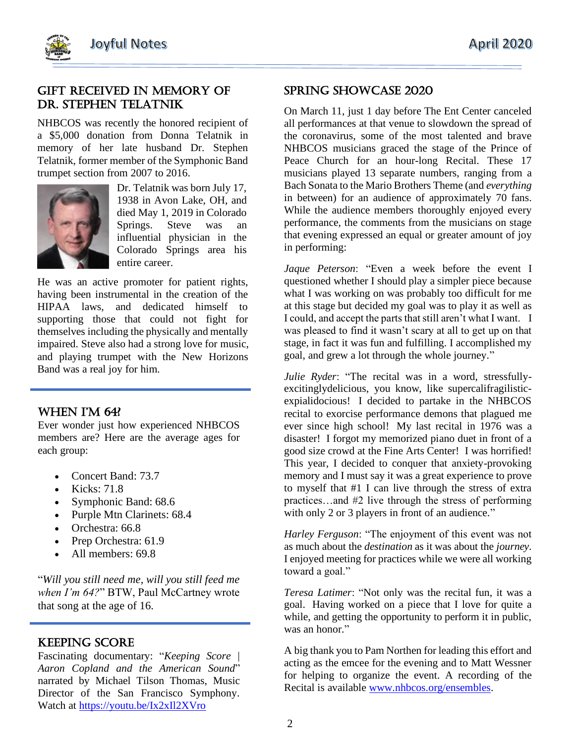## GIFT RECEIVED IN MEMORY OF DR. STEPHEN TELATNIK

NHBCOS was recently the honored recipient of a $5,000 donation from Donna Telatnik in memory of her late husband Dr. Stephen Telatnik, former member of the Symphonic Band trumpet section from 2007 to 2016.

Dr. Telatnik was born July 17, 1938 in Avon Lake, OH, and died May 1, 2019 in Colorado Springs. Steve was an influential physician in the Colorado Springs area his entire career.

He was an active promoter for patient rights, having been instrumental in the creation of the HIPAA laws, and dedicated himself to supporting those that could not fight for themselves including the physically and mentally impaired. Steve also had a strong love for music, and playing trumpet with the New Horizons Band was a real joy for him.

## WHEN I'M 64?

Ever wonder just how experienced NHBCOS members are? Here are the average ages for each group:

- Concert Band: 73.7
- Kicks: 71.8
- Symphonic Band: 68.6
- Purple Mtn Clarinets: 68.4
- Orchestra: 66.8
- Prep Orchestra: 61.9
- All members: 69.8

"*Will you still need me, will you still feed me when I'm 64?*" BTW, Paul McCartney wrote that song at the age of 16.

## KEEPING SCORE

Fascinating documentary: "*Keeping Score | Aaron Copland and the American Sound*" narrated by Michael Tilson Thomas, Music Director of the San Francisco Symphony. Watch at [https://youtu.be/Ix2xIl2XVro](https://youtu.be/Ix2xIl2XVro)

## SPRING SHOWCASE 2020

On March 11, just 1 day before The Ent Center canceled all performances at that venue to slowdown the spread of the coronavirus, some of the most talented and brave NHBCOS musicians graced the stage of the Prince of Peace Church for an hour-long Recital. These 17 musicians played 13 separate numbers, ranging from a Bach Sonata to the Mario Brothers Theme (and *everything* in between) for an audience of approximately 70 fans. While the audience members thoroughly enjoyed every performance, the comments from the musicians on stage that evening expressed an equal or greater amount of joy in performing:

*Jaque Peterson*: "Even a week before the event I questioned whether I should play a simpler piece because what I was working on was probably too difficult for me at this stage but decided my goal was to play it as well as I could, and accept the parts that still aren't what I want. I was pleased to find it wasn't scary at all to get up on that stage, in fact it was fun and fulfilling. I accomplished my goal, and grew a lot through the whole journey."

*Julie Ryder*: "The recital was in a word, stressfully-excitinglydelicious, you know, like supercalifragilistic-expialidocious! I decided to partake in the NHBCOS recital to exorcise performance demons that plagued me ever since high school! My last recital in 1976 was a disaster! I forgot my memorized piano duet in front of a good size crowd at the Fine Arts Center! I was horrified! This year, I decided to conquer that anxiety-provoking memory and I must say it was a great experience to prove to myself that #1 I can live through the stress of extra practices…and #2 live through the stress of performing with only 2 or 3 players in front of an audience."

*Harley Ferguson*: "The enjoyment of this event was not as much about the *destination* as it was about the *journey*. I enjoyed meeting for practices while we were all working toward a goal."

*Teresa Latimer*: "Not only was the recital fun, it was a goal. Having worked on a piece that I love for quite a while, and getting the opportunity to perform it in public, was an honor."

A big thank you to Pam Northen for leading this effort and acting as the emcee for the evening and to Matt Wessner for helping to organize the event. A recording of the Recital is available [www.nhbcos.org/ensembles](http://www.nhbcos.org/ensembles).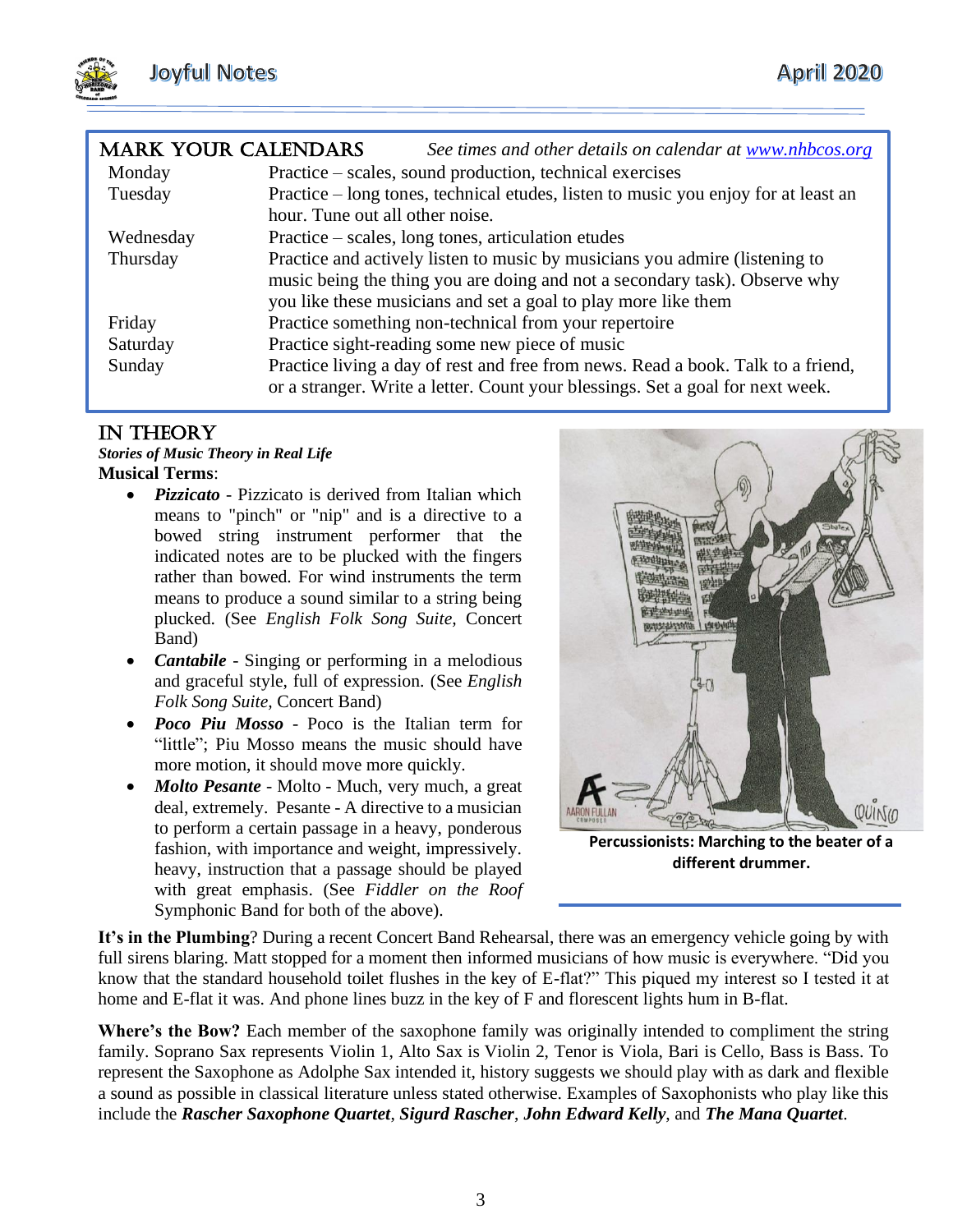## MARK YOUR CALENDARS

*See times and other details on calendar at [www.nhbcos.org](http://www.nhbcos.org)*

| | |
|---|---|
| Monday | Practice – scales, sound production, technical exercises |
| Tuesday | Practice – long tones, technical etudes, listen to music you enjoy for at least an hour. Tune out all other noise. |
| Wednesday | Practice – scales, long tones, articulation etudes |
| Thursday | Practice and actively listen to music by musicians you admire (listening to music being the thing you are doing and not a secondary task). Observe why you like these musicians and set a goal to play more like them |
| Friday | Practice something non-technical from your repertoire |
| Saturday | Practice sight-reading some new piece of music |
| Sunday | Practice living a day of rest and free from news. Read a book. Talk to a friend, or a stranger. Write a letter. Count your blessings. Set a goal for next week. |

## IN THEORY

***Stories of Music Theory in Real Life***

**Musical Terms**:

- ***Pizzicato*** - Pizzicato is derived from Italian which means to "pinch" or "nip" and is a directive to a bowed string instrument performer that the indicated notes are to be plucked with the fingers rather than bowed. For wind instruments the term means to produce a sound similar to a string being plucked. (See *English Folk Song Suite,* Concert Band)
- ***Cantabile*** - Singing or performing in a melodious and graceful style, full of expression. (See *English Folk Song Suite,* Concert Band)
- ***Poco Piu Mosso*** - Poco is the Italian term for "little"; Piu Mosso means the music should have more motion, it should move more quickly.
- ***Molto Pesante*** - Molto - Much, very much, a great deal, extremely. Pesante - A directive to a musician to perform a certain passage in a heavy, ponderous fashion, with importance and weight, impressively. heavy, instruction that a passage should be played with great emphasis. (See *Fiddler on the Roof* Symphonic Band for both of the above).

**Percussionists: Marching to the beater of a different drummer.**

**It's in the Plumbing**? During a recent Concert Band Rehearsal, there was an emergency vehicle going by with full sirens blaring. Matt stopped for a moment then informed musicians of how music is everywhere. "Did you know that the standard household toilet flushes in the key of E-flat?" This piqued my interest so I tested it at home and E-flat it was. And phone lines buzz in the key of F and florescent lights hum in B-flat.

**Where's the Bow?** Each member of the saxophone family was originally intended to compliment the string family. Soprano Sax represents Violin 1, Alto Sax is Violin 2, Tenor is Viola, Bari is Cello, Bass is Bass. To represent the Saxophone as Adolphe Sax intended it, history suggests we should play with as dark and flexible a sound as possible in classical literature unless stated otherwise. Examples of Saxophonists who play like this include the ***Rascher Saxophone Quartet***, ***Sigurd Rascher***, ***John Edward Kelly***, and ***The Mana Quartet***.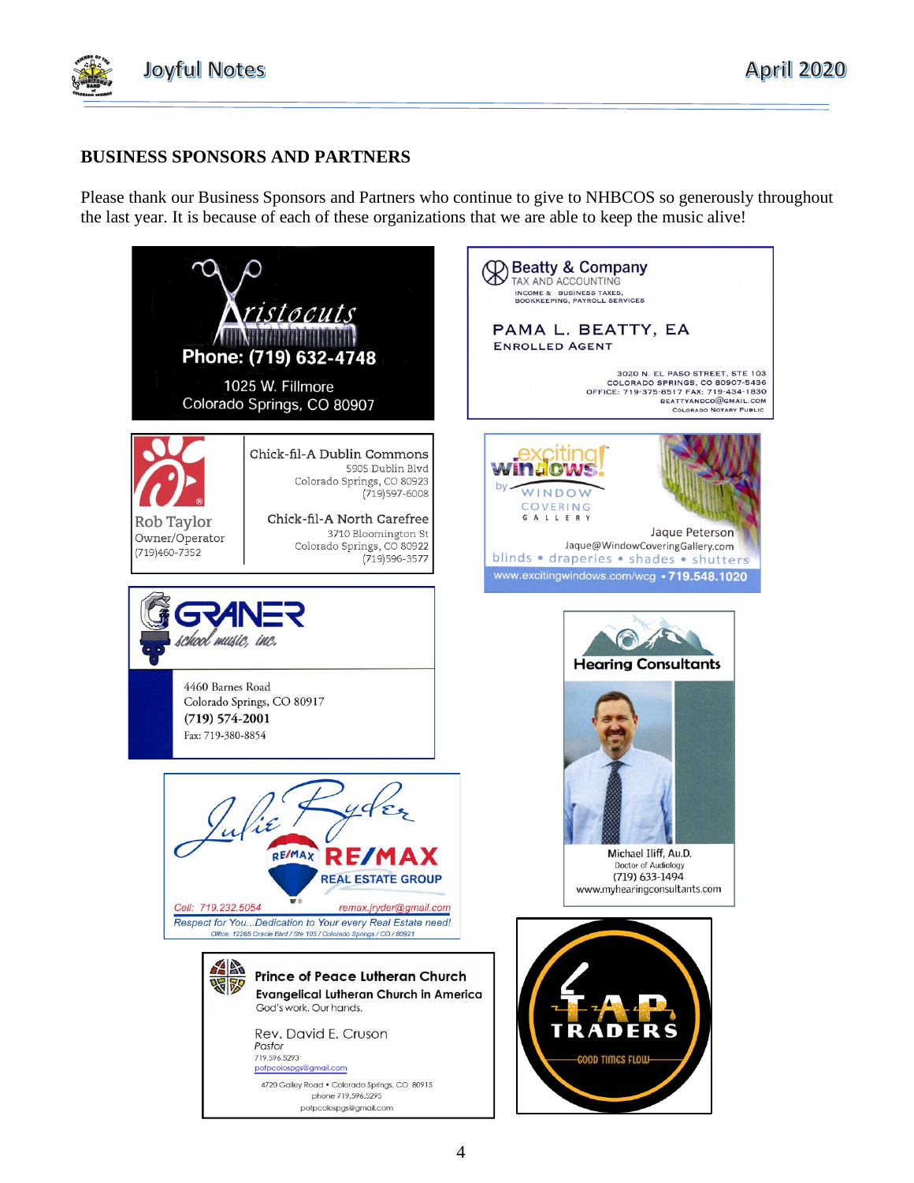## BUSINESS SPONSORS AND PARTNERS

Please thank our Business Sponsors and Partners who continue to give to NHBCOS so generously throughout the last year. It is because of each of these organizations that we are able to keep the music alive!

**Aristocuts**
Phone: (719) 632-4748
1025 W. Fillmore
Colorado Springs, CO 80907

**Beatty & Company**
TAX AND ACCOUNTING
INCOME & BUSINESS TAXES, BOOKKEEPING, PAYROLL SERVICES
PAMA L. BEATTY, EA
ENROLLED AGENT
3020 N. EL PASO STREET, STE 103
COLORADO SPRINGS, CO 80907-5436
OFFICE: 719-375-8517 FAX: 719-434-1830
BEATTYANDCO@GMAIL.COM
COLORADO NOTARY PUBLIC

**Chick-fil-A**
Rob Taylor
Owner/Operator
(719)460-7352

Chick-fil-A Dublin Commons
5905 Dublin Blvd
Colorado Springs, CO 80923
(719)597-6008

Chick-fil-A North Carefree
3710 Bloomington St
Colorado Springs, CO 80922
(719)596-3577

**exciting windows! by Window Covering Gallery**
Jaque Peterson
Jaque@WindowCoveringGallery.com
blinds • draperies • shades • shutters
www.excitingwindows.com/wcg • 719.548.1020

**Graner school music, inc.**
4460 Barnes Road
Colorado Springs, CO 80917
(719) 574-2001
Fax: 719-380-8854

**Hearing Consultants**
Michael Iliff, Au.D.
Doctor of Audiology
(719) 633-1494
www.myhearingconsultants.com

**Julie Ryder — RE/MAX REAL ESTATE GROUP**
Cell: 719.232.5054
remax.jryder@gmail.com
Respect for You...Dedication to Your every Real Estate need!
Office: 12265 Oracle Blvd / Ste 105 / Colorado Springs / CO / 80921

**Prince of Peace Lutheran Church**
Evangelical Lutheran Church in America
God's work. Our hands.
Rev. David E. Cruson
Pastor
719.596.5293
popcolospgs@gmail.com
4720 Galley Road • Colorado Springs, CO 80915
phone 719.596.5295
popcolospgs@gmail.com

**TAP TRADERS**
GOOD TIMES FLOW